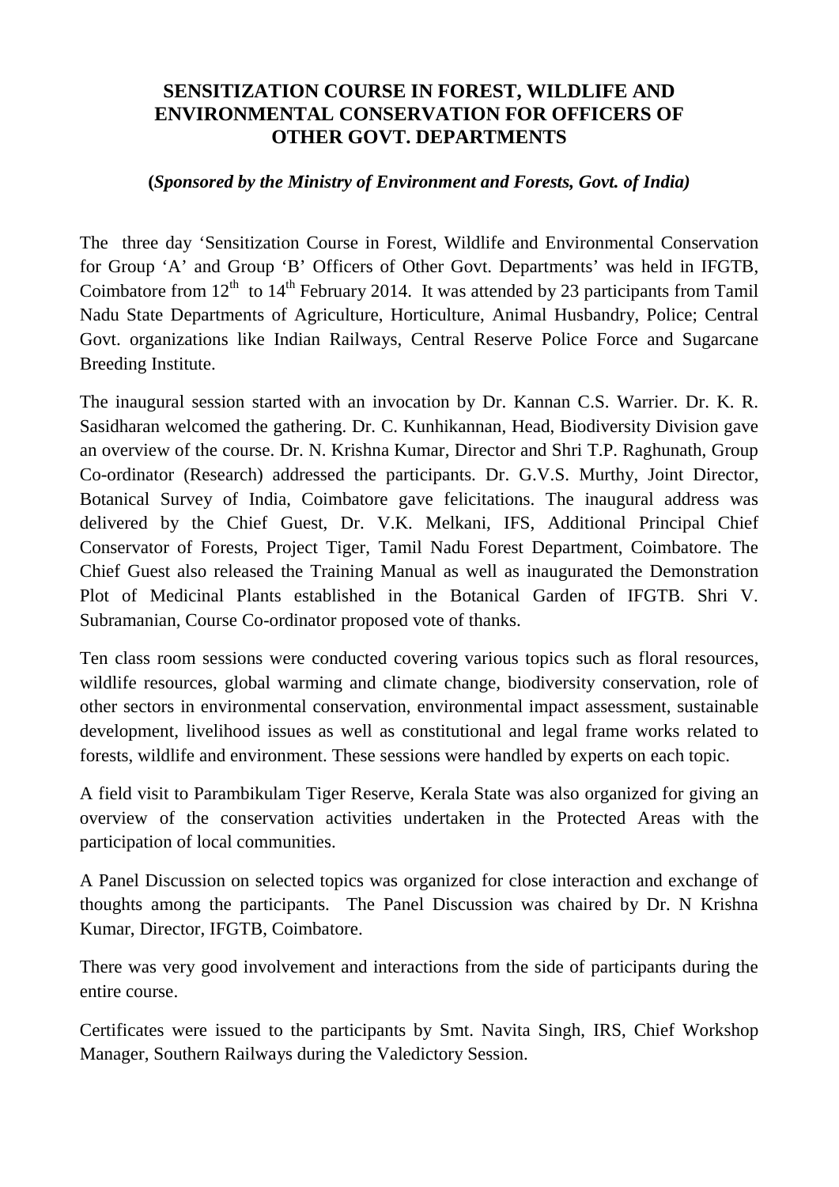# SENSITIZATION COURSE IN FOREST, WILDLIFE AND ENVIRONMENTAL CONSERVATION FOR OFFICERS OF OTHER GOVT. DEPARTMENTS

**(*Sponsored by the Ministry of Environment and Forests, Govt. of India)***

The three day 'Sensitization Course in Forest, Wildlife and Environmental Conservation for Group 'A' and Group 'B' Officers of Other Govt. Departments' was held in IFGTB, Coimbatore from 12th to 14th February 2014. It was attended by 23 participants from Tamil Nadu State Departments of Agriculture, Horticulture, Animal Husbandry, Police; Central Govt. organizations like Indian Railways, Central Reserve Police Force and Sugarcane Breeding Institute.

The inaugural session started with an invocation by Dr. Kannan C.S. Warrier. Dr. K. R. Sasidharan welcomed the gathering. Dr. C. Kunhikannan, Head, Biodiversity Division gave an overview of the course. Dr. N. Krishna Kumar, Director and Shri T.P. Raghunath, Group Co-ordinator (Research) addressed the participants. Dr. G.V.S. Murthy, Joint Director, Botanical Survey of India, Coimbatore gave felicitations. The inaugural address was delivered by the Chief Guest, Dr. V.K. Melkani, IFS, Additional Principal Chief Conservator of Forests, Project Tiger, Tamil Nadu Forest Department, Coimbatore. The Chief Guest also released the Training Manual as well as inaugurated the Demonstration Plot of Medicinal Plants established in the Botanical Garden of IFGTB. Shri V. Subramanian, Course Co-ordinator proposed vote of thanks.

Ten class room sessions were conducted covering various topics such as floral resources, wildlife resources, global warming and climate change, biodiversity conservation, role of other sectors in environmental conservation, environmental impact assessment, sustainable development, livelihood issues as well as constitutional and legal frame works related to forests, wildlife and environment. These sessions were handled by experts on each topic.

A field visit to Parambikulam Tiger Reserve, Kerala State was also organized for giving an overview of the conservation activities undertaken in the Protected Areas with the participation of local communities.

A Panel Discussion on selected topics was organized for close interaction and exchange of thoughts among the participants. The Panel Discussion was chaired by Dr. N Krishna Kumar, Director, IFGTB, Coimbatore.

There was very good involvement and interactions from the side of participants during the entire course.

Certificates were issued to the participants by Smt. Navita Singh, IRS, Chief Workshop Manager, Southern Railways during the Valedictory Session.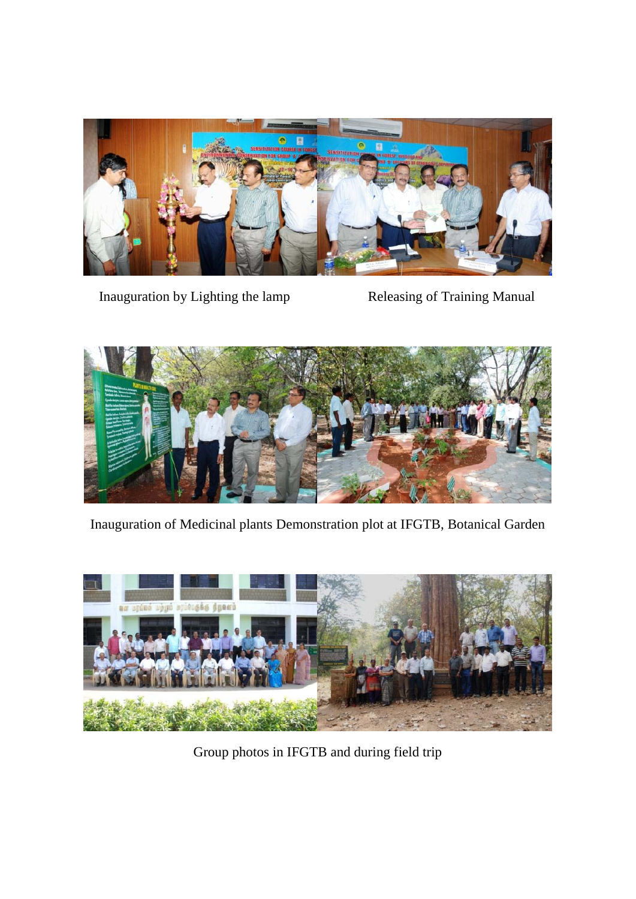Inauguration by Lighting the lamp

Releasing of Training Manual

Inauguration of Medicinal plants Demonstration plot at IFGTB, Botanical Garden

Group photos in IFGTB and during field trip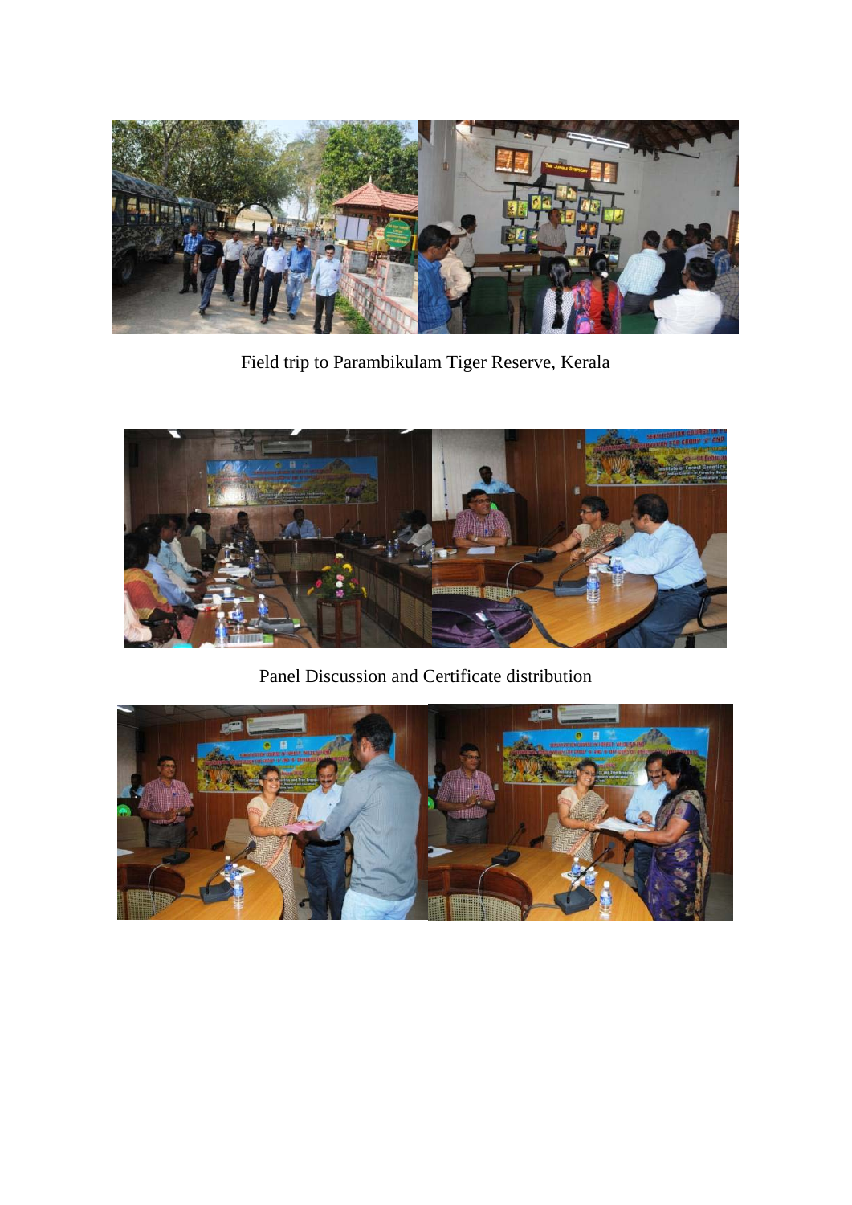Field trip to Parambikulam Tiger Reserve, Kerala

Panel Discussion and Certificate distribution